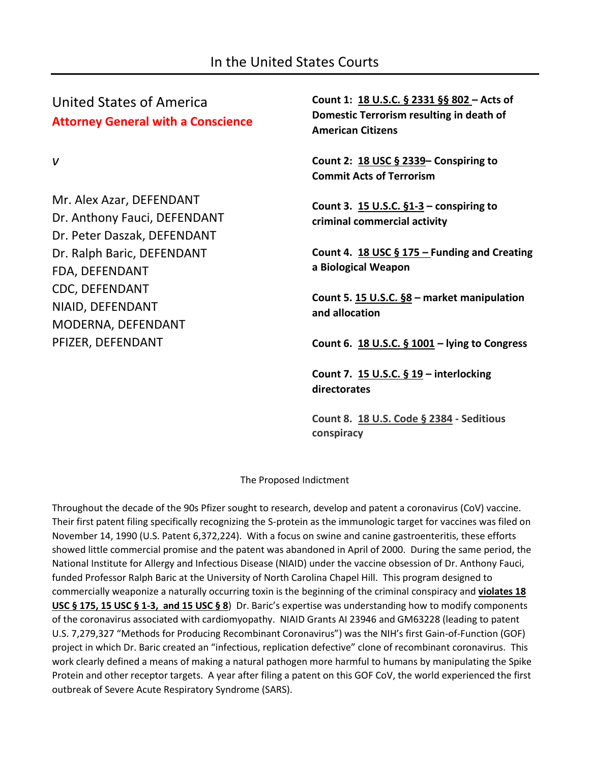## In the United States Courts

United States of America
**Attorney General with a Conscience**

*v*

Mr. Alex Azar, DEFENDANT
Dr. Anthony Fauci, DEFENDANT
Dr. Peter Daszak, DEFENDANT
Dr. Ralph Baric, DEFENDANT
FDA, DEFENDANT
CDC, DEFENDANT
NIAID, DEFENDANT
MODERNA, DEFENDANT
PFIZER, DEFENDANT

**Count 1: <u>18 U.S.C. § 2331 §§ 802</u> – Acts of Domestic Terrorism resulting in death of American Citizens**

**Count 2: <u>18 USC § 2339</u>– Conspiring to Commit Acts of Terrorism**

**Count 3. <u>15 U.S.C. §1-3</u> – conspiring to criminal commercial activity**

**Count 4. <u>18 USC § 175 –</u> Funding and Creating a Biological Weapon**

**Count 5. <u>15 U.S.C. §8</u> – market manipulation and allocation**

**Count 6. <u>18 U.S.C. § 1001</u> – lying to Congress**

**Count 7. <u>15 U.S.C. § 19</u> – interlocking directorates**

**Count 8. <u>18 U.S. Code § 2384</u> - Seditious conspiracy**

The Proposed Indictment

Throughout the decade of the 90s Pfizer sought to research, develop and patent a coronavirus (CoV) vaccine. Their first patent filing specifically recognizing the S-protein as the immunologic target for vaccines was filed on November 14, 1990 (U.S. Patent 6,372,224). With a focus on swine and canine gastroenteritis, these efforts showed little commercial promise and the patent was abandoned in April of 2000. During the same period, the National Institute for Allergy and Infectious Disease (NIAID) under the vaccine obsession of Dr. Anthony Fauci, funded Professor Ralph Baric at the University of North Carolina Chapel Hill. This program designed to commercially weaponize a naturally occurring toxin is the beginning of the criminal conspiracy and **<u>violates 18 USC § 175, 15 USC § 1-3, and 15 USC § 8</u>**) Dr. Baric's expertise was understanding how to modify components of the coronavirus associated with cardiomyopathy. NIAID Grants AI 23946 and GM63228 (leading to patent U.S. 7,279,327 "Methods for Producing Recombinant Coronavirus") was the NIH's first Gain-of-Function (GOF) project in which Dr. Baric created an "infectious, replication defective" clone of recombinant coronavirus. This work clearly defined a means of making a natural pathogen more harmful to humans by manipulating the Spike Protein and other receptor targets. A year after filing a patent on this GOF CoV, the world experienced the first outbreak of Severe Acute Respiratory Syndrome (SARS).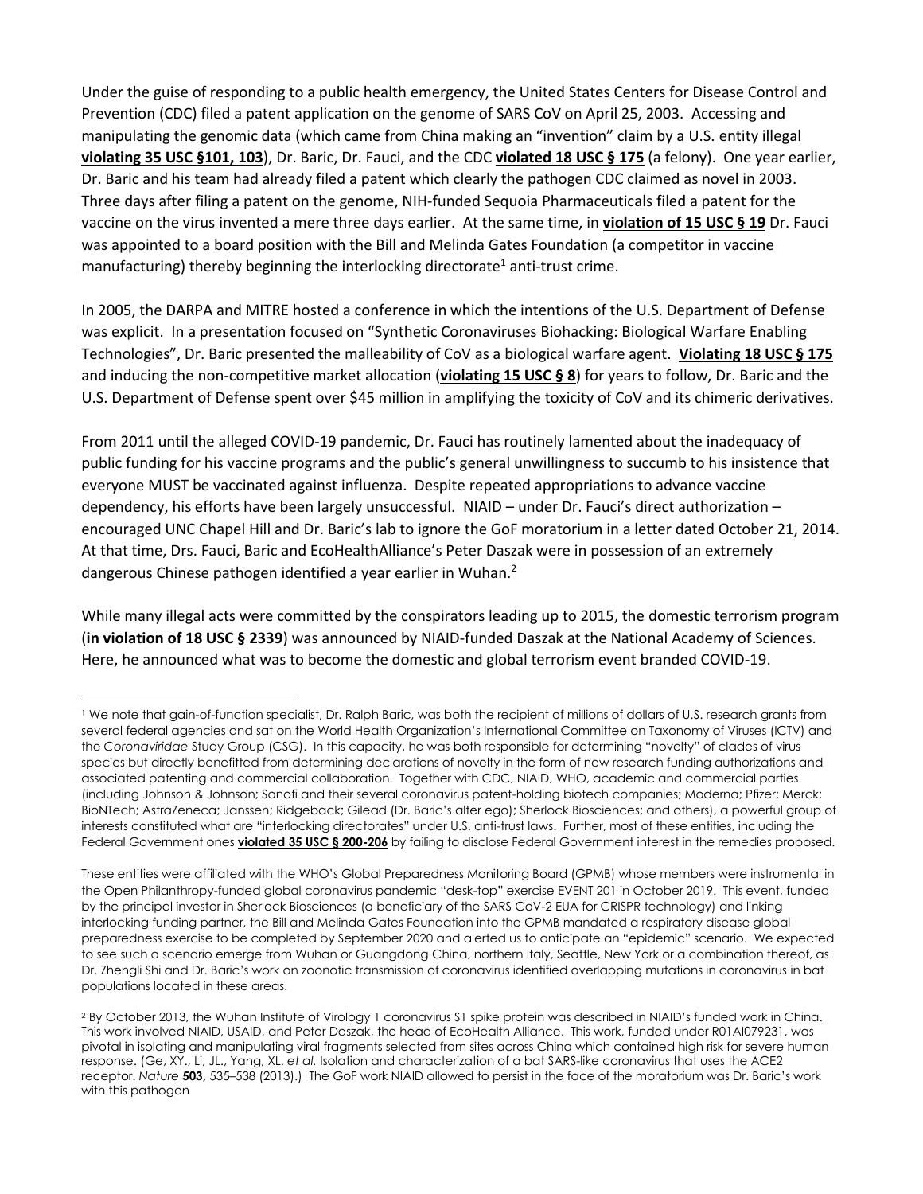Under the guise of responding to a public health emergency, the United States Centers for Disease Control and Prevention (CDC) filed a patent application on the genome of SARS CoV on April 25, 2003. Accessing and manipulating the genomic data (which came from China making an "invention" claim by a U.S. entity illegal **violating 35 USC §101, 103**), Dr. Baric, Dr. Fauci, and the CDC **violated 18 USC § 175** (a felony). One year earlier, Dr. Baric and his team had already filed a patent which clearly the pathogen CDC claimed as novel in 2003. Three days after filing a patent on the genome, NIH-funded Sequoia Pharmaceuticals filed a patent for the vaccine on the virus invented a mere three days earlier. At the same time, in **violation of 15 USC § 19** Dr. Fauci was appointed to a board position with the Bill and Melinda Gates Foundation (a competitor in vaccine manufacturing) thereby beginning the interlocking directorate[1] anti-trust crime.

In 2005, the DARPA and MITRE hosted a conference in which the intentions of the U.S. Department of Defense was explicit. In a presentation focused on "Synthetic Coronaviruses Biohacking: Biological Warfare Enabling Technologies", Dr. Baric presented the malleability of CoV as a biological warfare agent. **Violating 18 USC § 175** and inducing the non-competitive market allocation (**violating 15 USC § 8**) for years to follow, Dr. Baric and the U.S. Department of Defense spent over $45 million in amplifying the toxicity of CoV and its chimeric derivatives.

From 2011 until the alleged COVID-19 pandemic, Dr. Fauci has routinely lamented about the inadequacy of public funding for his vaccine programs and the public's general unwillingness to succumb to his insistence that everyone MUST be vaccinated against influenza. Despite repeated appropriations to advance vaccine dependency, his efforts have been largely unsuccessful. NIAID – under Dr. Fauci's direct authorization – encouraged UNC Chapel Hill and Dr. Baric's lab to ignore the GoF moratorium in a letter dated October 21, 2014. At that time, Drs. Fauci, Baric and EcoHealthAlliance's Peter Daszak were in possession of an extremely dangerous Chinese pathogen identified a year earlier in Wuhan.[2]

While many illegal acts were committed by the conspirators leading up to 2015, the domestic terrorism program (**in violation of 18 USC § 2339**) was announced by NIAID-funded Daszak at the National Academy of Sciences. Here, he announced what was to become the domestic and global terrorism event branded COVID-19.

---

[1] We note that gain-of-function specialist, Dr. Ralph Baric, was both the recipient of millions of dollars of U.S. research grants from several federal agencies and sat on the World Health Organization's International Committee on Taxonomy of Viruses (ICTV) and the *Coronaviridae* Study Group (CSG). In this capacity, he was both responsible for determining "novelty" of clades of virus species but directly benefitted from determining declarations of novelty in the form of new research funding authorizations and associated patenting and commercial collaboration. Together with CDC, NIAID, WHO, academic and commercial parties (including Johnson & Johnson; Sanofi and their several coronavirus patent-holding biotech companies; Moderna; Pfizer; Merck; BioNTech; AstraZeneca; Janssen; Ridgeback; Gilead (Dr. Baric's alter ego); Sherlock Biosciences; and others), a powerful group of interests constituted what are "interlocking directorates" under U.S. anti-trust laws. Further, most of these entities, including the Federal Government ones **violated 35 USC § 200-206** by failing to disclose Federal Government interest in the remedies proposed.

These entities were affiliated with the WHO's Global Preparedness Monitoring Board (GPMB) whose members were instrumental in the Open Philanthropy-funded global coronavirus pandemic "desk-top" exercise EVENT 201 in October 2019. This event, funded by the principal investor in Sherlock Biosciences (a beneficiary of the SARS CoV-2 EUA for CRISPR technology) and linking interlocking funding partner, the Bill and Melinda Gates Foundation into the GPMB mandated a respiratory disease global preparedness exercise to be completed by September 2020 and alerted us to anticipate an "epidemic" scenario. We expected to see such a scenario emerge from Wuhan or Guangdong China, northern Italy, Seattle, New York or a combination thereof, as Dr. Zhengli Shi and Dr. Baric's work on zoonotic transmission of coronavirus identified overlapping mutations in coronavirus in bat populations located in these areas.

[2] By October 2013, the Wuhan Institute of Virology 1 coronavirus S1 spike protein was described in NIAID's funded work in China. This work involved NIAID, USAID, and Peter Daszak, the head of EcoHealth Alliance. This work, funded under R01AI079231, was pivotal in isolating and manipulating viral fragments selected from sites across China which contained high risk for severe human response. (Ge, XY., Li, JL., Yang, XL. *et al.* Isolation and characterization of a bat SARS-like coronavirus that uses the ACE2 receptor. *Nature* **503,** 535–538 (2013).) The GoF work NIAID allowed to persist in the face of the moratorium was Dr. Baric's work with this pathogen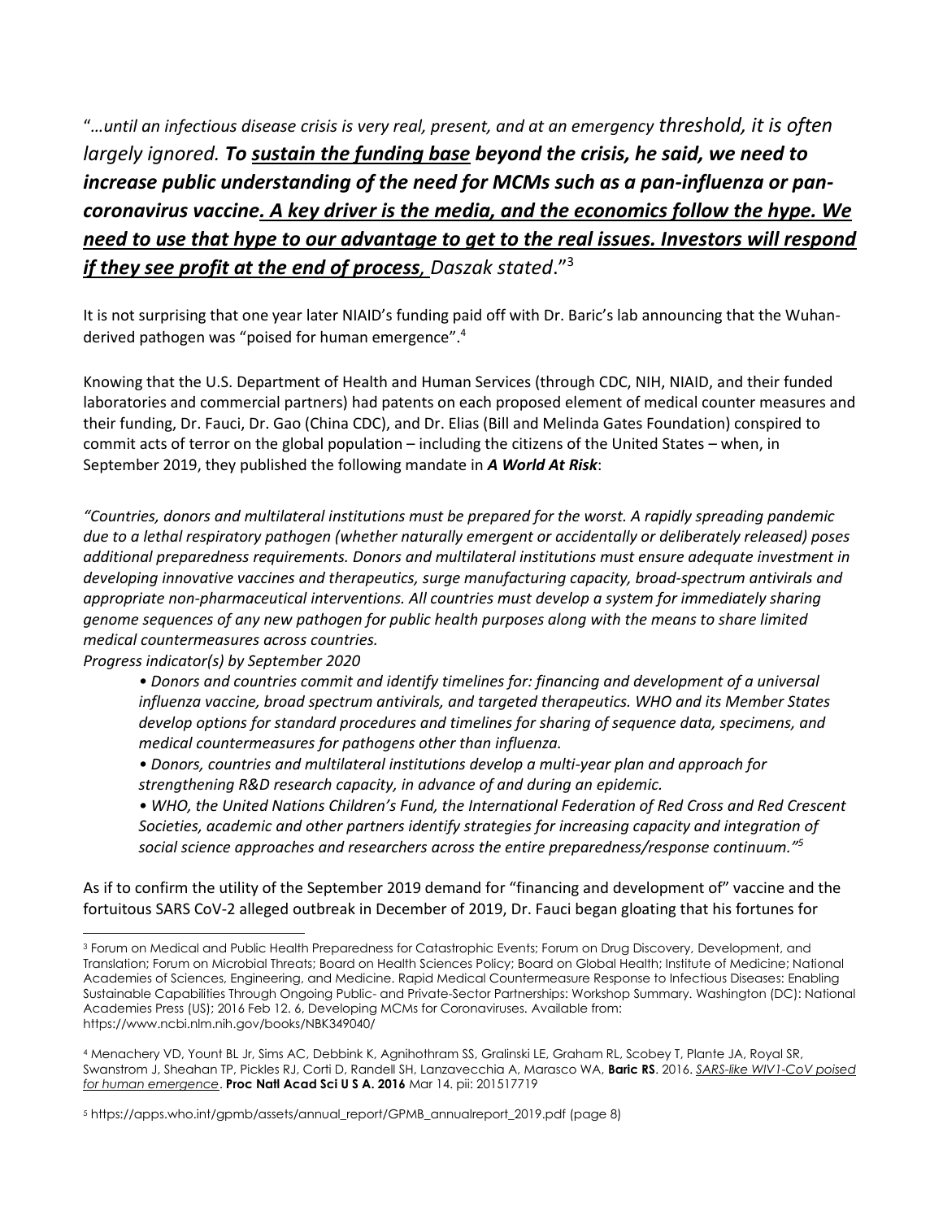"*…until an infectious disease crisis is very real, present, and at an emergency threshold, it is often largely ignored.* ***To <u>sustain the funding base</u> beyond the crisis, he said, we need to increase public understanding of the need for MCMs such as a pan-influenza or pan-coronavirus vaccine<u>. A key driver is the media, and the economics follow the hype. We need to use that hype to our advantage to get to the real issues. Investors will respond if they see profit at the end of process,</u>*** *Daszak stated*."[3]

It is not surprising that one year later NIAID's funding paid off with Dr. Baric's lab announcing that the Wuhan-derived pathogen was "poised for human emergence".[4]

Knowing that the U.S. Department of Health and Human Services (through CDC, NIH, NIAID, and their funded laboratories and commercial partners) had patents on each proposed element of medical counter measures and their funding, Dr. Fauci, Dr. Gao (China CDC), and Dr. Elias (Bill and Melinda Gates Foundation) conspired to commit acts of terror on the global population – including the citizens of the United States – when, in September 2019, they published the following mandate in ***A World At Risk***:

*"Countries, donors and multilateral institutions must be prepared for the worst. A rapidly spreading pandemic due to a lethal respiratory pathogen (whether naturally emergent or accidentally or deliberately released) poses additional preparedness requirements. Donors and multilateral institutions must ensure adequate investment in developing innovative vaccines and therapeutics, surge manufacturing capacity, broad-spectrum antivirals and appropriate non-pharmaceutical interventions. All countries must develop a system for immediately sharing genome sequences of any new pathogen for public health purposes along with the means to share limited medical countermeasures across countries.*
*Progress indicator(s) by September 2020*

- *Donors and countries commit and identify timelines for: financing and development of a universal influenza vaccine, broad spectrum antivirals, and targeted therapeutics. WHO and its Member States develop options for standard procedures and timelines for sharing of sequence data, specimens, and medical countermeasures for pathogens other than influenza.*
- *Donors, countries and multilateral institutions develop a multi-year plan and approach for strengthening R&D research capacity, in advance of and during an epidemic.*
- *WHO, the United Nations Children's Fund, the International Federation of Red Cross and Red Crescent Societies, academic and other partners identify strategies for increasing capacity and integration of social science approaches and researchers across the entire preparedness/response continuum."*[5]

As if to confirm the utility of the September 2019 demand for "financing and development of" vaccine and the fortuitous SARS CoV-2 alleged outbreak in December of 2019, Dr. Fauci began gloating that his fortunes for

---

[3] Forum on Medical and Public Health Preparedness for Catastrophic Events; Forum on Drug Discovery, Development, and Translation; Forum on Microbial Threats; Board on Health Sciences Policy; Board on Global Health; Institute of Medicine; National Academies of Sciences, Engineering, and Medicine. Rapid Medical Countermeasure Response to Infectious Diseases: Enabling Sustainable Capabilities Through Ongoing Public- and Private-Sector Partnerships: Workshop Summary. Washington (DC): National Academies Press (US); 2016 Feb 12. 6, Developing MCMs for Coronaviruses. Available from: https://www.ncbi.nlm.nih.gov/books/NBK349040/

[4] Menachery VD, Yount BL Jr, Sims AC, Debbink K, Agnihothram SS, Gralinski LE, Graham RL, Scobey T, Plante JA, Royal SR, Swanstrom J, Sheahan TP, Pickles RJ, Corti D, Randell SH, Lanzavecchia A, Marasco WA, **Baric RS**. 2016. *<u>SARS-like WIV1-CoV poised for human emergence</u>*. **Proc Natl Acad Sci U S A. 2016** Mar 14. pii: 201517719

[5] https://apps.who.int/gpmb/assets/annual_report/GPMB_annualreport_2019.pdf (page 8)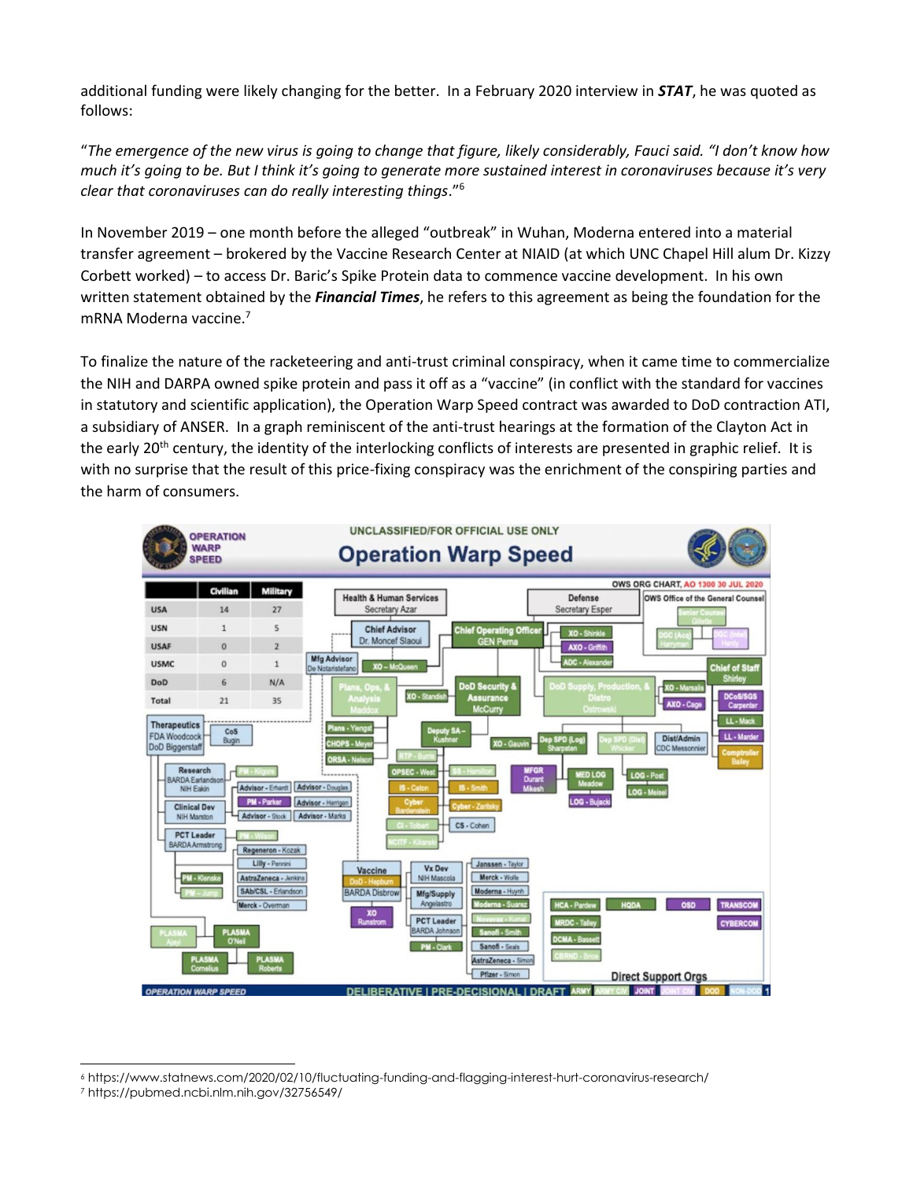additional funding were likely changing for the better. In a February 2020 interview in ***STAT***, he was quoted as follows:

"*The emergence of the new virus is going to change that figure, likely considerably, Fauci said. "I don't know how much it's going to be. But I think it's going to generate more sustained interest in coronaviruses because it's very clear that coronaviruses can do really interesting things*."[6]

In November 2019 – one month before the alleged "outbreak" in Wuhan, Moderna entered into a material transfer agreement – brokered by the Vaccine Research Center at NIAID (at which UNC Chapel Hill alum Dr. Kizzy Corbett worked) – to access Dr. Baric's Spike Protein data to commence vaccine development. In his own written statement obtained by the ***Financial Times***, he refers to this agreement as being the foundation for the mRNA Moderna vaccine.[7]

To finalize the nature of the racketeering and anti-trust criminal conspiracy, when it came time to commercialize the NIH and DARPA owned spike protein and pass it off as a "vaccine" (in conflict with the standard for vaccines in statutory and scientific application), the Operation Warp Speed contract was awarded to DoD contraction ATI, a subsidiary of ANSER. In a graph reminiscent of the anti-trust hearings at the formation of the Clayton Act in the early 20th century, the identity of the interlocking conflicts of interests are presented in graphic relief. It is with no surprise that the result of this price-fixing conspiracy was the enrichment of the conspiring parties and the harm of consumers.

UNCLASSIFIED/FOR OFFICIAL USE ONLY

**Operation Warp Speed**

OWS ORG CHART, AO 1300 30 JUL 2020

| | Civilian | Military |
|---|---|---|
| USA | 14 | 27 |
| USN | 1 | 5 |
| USAF | 0 | 2 |
| USMC | 0 | 1 |
| DoD | 6 | N/A |
| Total | 21 | 35 |

DELIBERATIVE | PRE-DECISIONAL | DRAFT

---

[6] https://www.statnews.com/2020/02/10/fluctuating-funding-and-flagging-interest-hurt-coronavirus-research/

[7] https://pubmed.ncbi.nlm.nih.gov/32756549/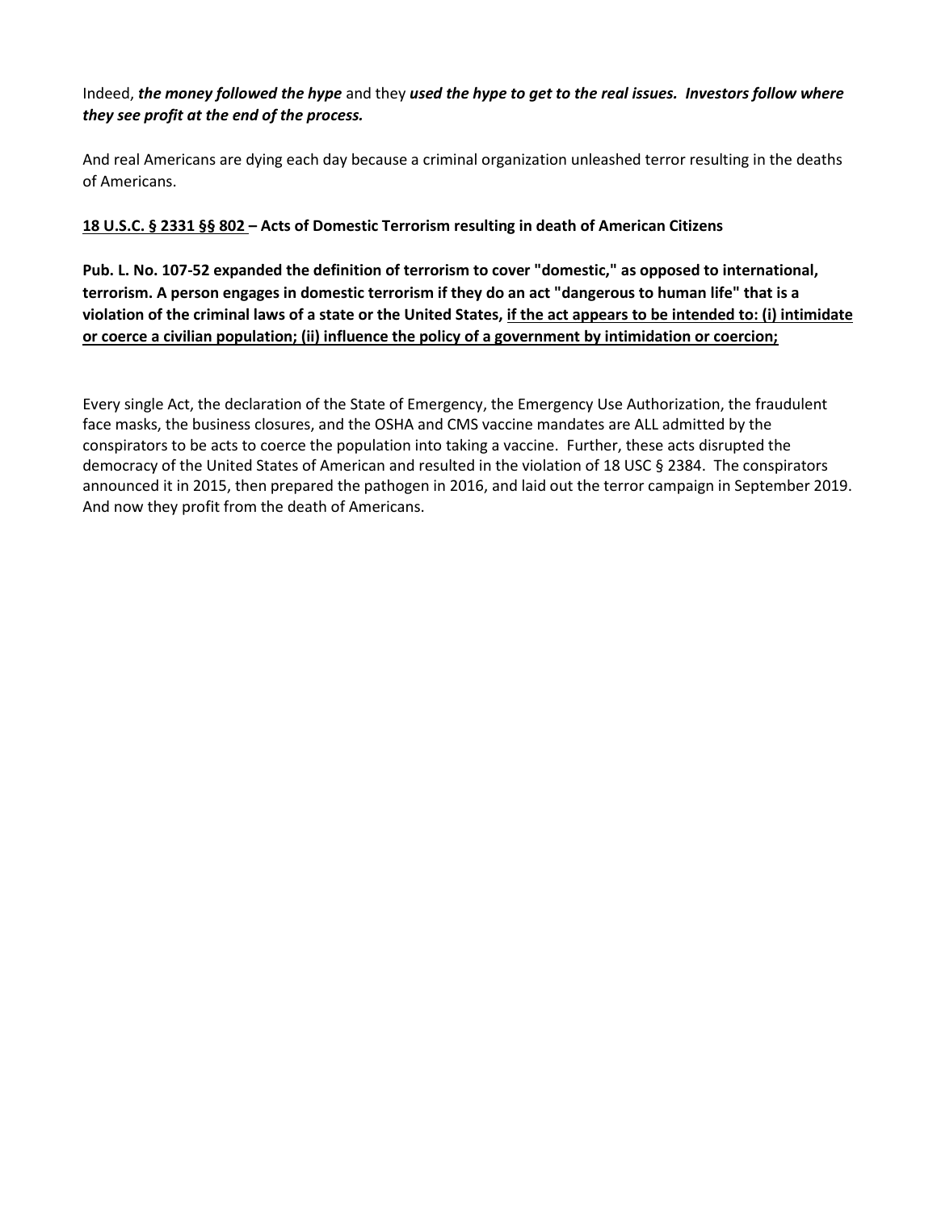Indeed, ***the money followed the hype*** and they ***used the hype to get to the real issues. Investors follow where they see profit at the end of the process.***

And real Americans are dying each day because a criminal organization unleashed terror resulting in the deaths of Americans.

**<u>18 U.S.C. § 2331 §§ 802</u> – Acts of Domestic Terrorism resulting in death of American Citizens**

**Pub. L. No. 107-52 expanded the definition of terrorism to cover "domestic," as opposed to international, terrorism. A person engages in domestic terrorism if they do an act "dangerous to human life" that is a violation of the criminal laws of a state or the United States, <u>if the act appears to be intended to: (i) intimidate or coerce a civilian population; (ii) influence the policy of a government by intimidation or coercion;</u>**

Every single Act, the declaration of the State of Emergency, the Emergency Use Authorization, the fraudulent face masks, the business closures, and the OSHA and CMS vaccine mandates are ALL admitted by the conspirators to be acts to coerce the population into taking a vaccine. Further, these acts disrupted the democracy of the United States of American and resulted in the violation of 18 USC § 2384. The conspirators announced it in 2015, then prepared the pathogen in 2016, and laid out the terror campaign in September 2019. And now they profit from the death of Americans.